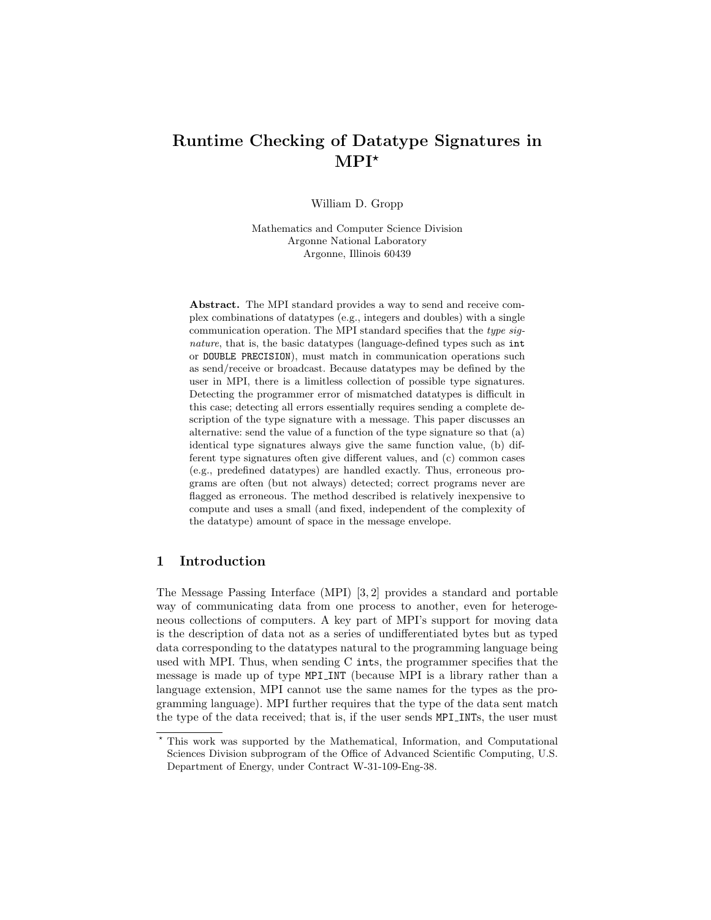# Runtime Checking of Datatype Signatures in MPI*

William D. Gropp

Mathematics and Computer Science Division
Argonne National Laboratory
Argonne, Illinois 60439

**Abstract.** The MPI standard provides a way to send and receive complex combinations of datatypes (e.g., integers and doubles) with a single communication operation. The MPI standard specifies that the *type signature*, that is, the basic datatypes (language-defined types such as `int` or `DOUBLE PRECISION`), must match in communication operations such as send/receive or broadcast. Because datatypes may be defined by the user in MPI, there is a limitless collection of possible type signatures. Detecting the programmer error of mismatched datatypes is difficult in this case; detecting all errors essentially requires sending a complete description of the type signature with a message. This paper discusses an alternative: send the value of a function of the type signature so that (a) identical type signatures always give the same function value, (b) different type signatures often give different values, and (c) common cases (e.g., predefined datatypes) are handled exactly. Thus, erroneous programs are often (but not always) detected; correct programs never are flagged as erroneous. The method described is relatively inexpensive to compute and uses a small (and fixed, independent of the complexity of the datatype) amount of space in the message envelope.

## 1 Introduction

The Message Passing Interface (MPI) [3, 2] provides a standard and portable way of communicating data from one process to another, even for heterogeneous collections of computers. A key part of MPI's support for moving data is the description of data not as a series of undifferentiated bytes but as typed data corresponding to the datatypes natural to the programming language being used with MPI. Thus, when sending C `int`s, the programmer specifies that the message is made up of type `MPI_INT` (because MPI is a library rather than a language extension, MPI cannot use the same names for the types as the programming language). MPI further requires that the type of the data sent match the type of the data received; that is, if the user sends `MPI_INT`s, the user must

* This work was supported by the Mathematical, Information, and Computational Sciences Division subprogram of the Office of Advanced Scientific Computing, U.S. Department of Energy, under Contract W-31-109-Eng-38.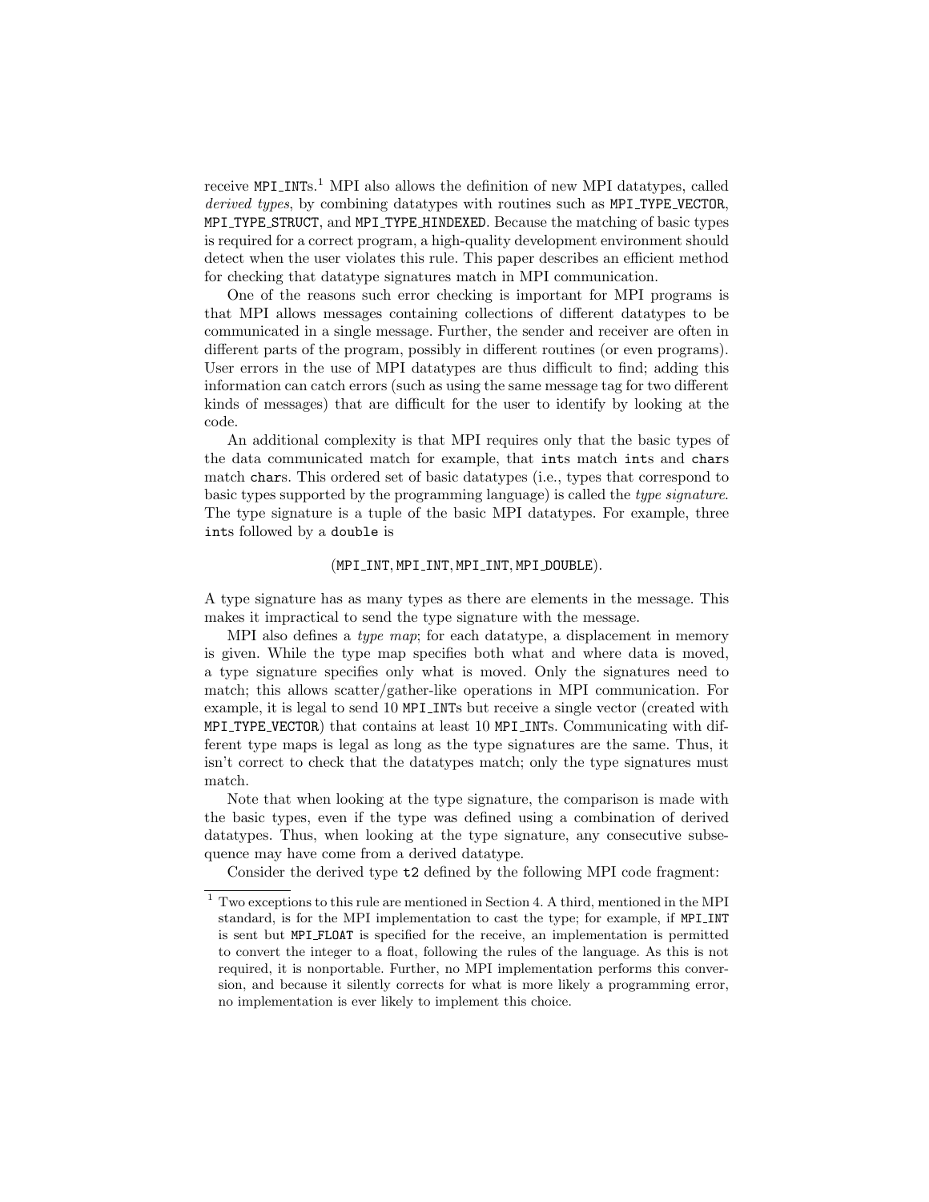receive `MPI_INT`s.[1] MPI also allows the definition of new MPI datatypes, called *derived types*, by combining datatypes with routines such as `MPI_TYPE_VECTOR`, `MPI_TYPE_STRUCT`, and `MPI_TYPE_HINDEXED`. Because the matching of basic types is required for a correct program, a high-quality development environment should detect when the user violates this rule. This paper describes an efficient method for checking that datatype signatures match in MPI communication.

One of the reasons such error checking is important for MPI programs is that MPI allows messages containing collections of different datatypes to be communicated in a single message. Further, the sender and receiver are often in different parts of the program, possibly in different routines (or even programs). User errors in the use of MPI datatypes are thus difficult to find; adding this information can catch errors (such as using the same message tag for two different kinds of messages) that are difficult for the user to identify by looking at the code.

An additional complexity is that MPI requires only that the basic types of the data communicated match for example, that `int`s match `int`s and `char`s match `char`s. This ordered set of basic datatypes (i.e., types that correspond to basic types supported by the programming language) is called the *type signature*. The type signature is a tuple of the basic MPI datatypes. For example, three `int`s followed by a `double` is

$$(\texttt{MPI\_INT}, \texttt{MPI\_INT}, \texttt{MPI\_INT}, \texttt{MPI\_DOUBLE}).$$

A type signature has as many types as there are elements in the message. This makes it impractical to send the type signature with the message.

MPI also defines a *type map*; for each datatype, a displacement in memory is given. While the type map specifies both what and where data is moved, a type signature specifies only what is moved. Only the signatures need to match; this allows scatter/gather-like operations in MPI communication. For example, it is legal to send 10 `MPI_INT`s but receive a single vector (created with `MPI_TYPE_VECTOR`) that contains at least 10 `MPI_INT`s. Communicating with different type maps is legal as long as the type signatures are the same. Thus, it isn't correct to check that the datatypes match; only the type signatures must match.

Note that when looking at the type signature, the comparison is made with the basic types, even if the type was defined using a combination of derived datatypes. Thus, when looking at the type signature, any consecutive subsequence may have come from a derived datatype.

Consider the derived type `t2` defined by the following MPI code fragment:

---

[1] Two exceptions to this rule are mentioned in Section 4. A third, mentioned in the MPI standard, is for the MPI implementation to cast the type; for example, if `MPI_INT` is sent but `MPI_FLOAT` is specified for the receive, an implementation is permitted to convert the integer to a float, following the rules of the language. As this is not required, it is nonportable. Further, no MPI implementation performs this conversion, and because it silently corrects for what is more likely a programming error, no implementation is ever likely to implement this choice.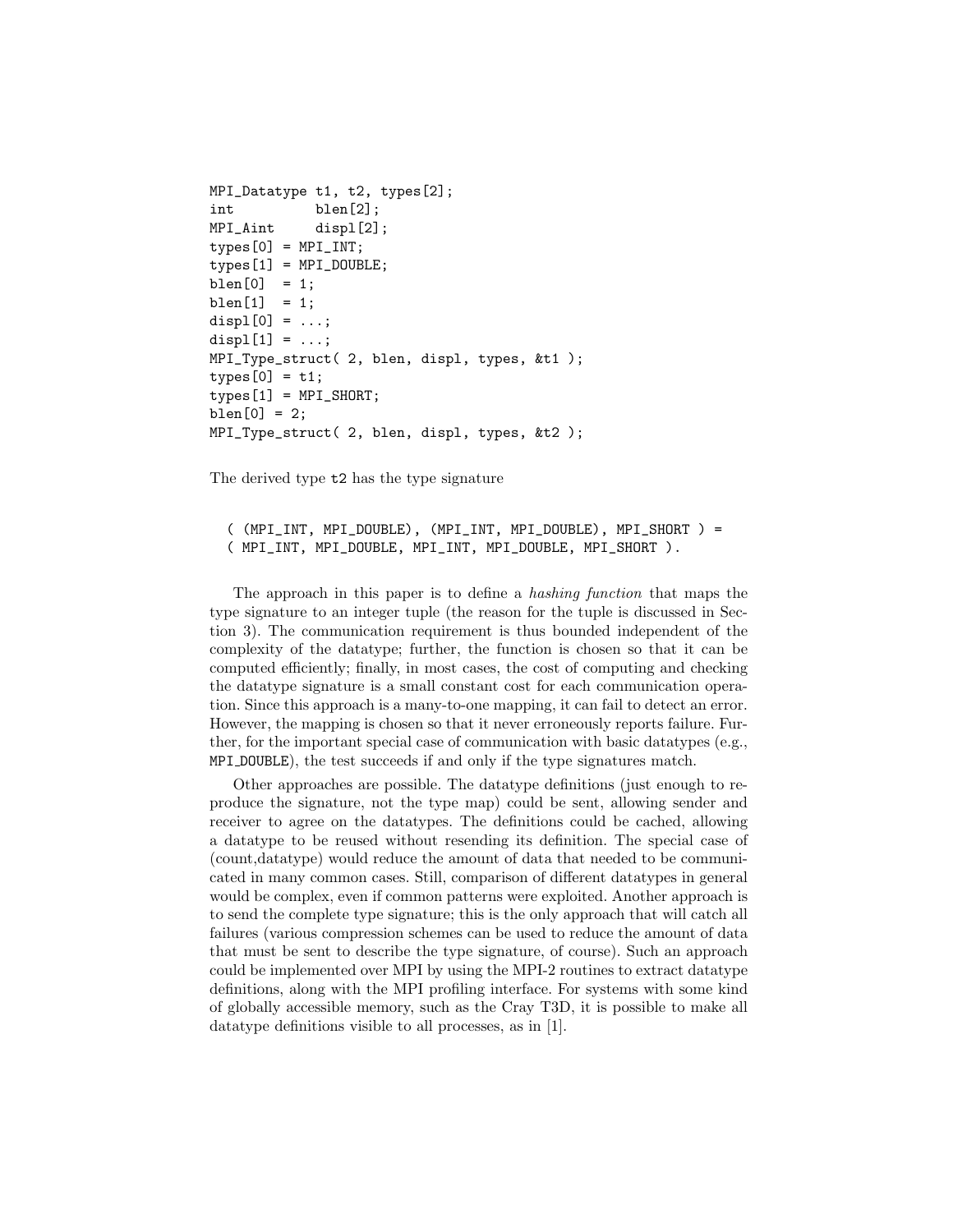```
MPI_Datatype t1, t2, types[2];
int          blen[2];
MPI_Aint     displ[2];
types[0] = MPI_INT;
types[1] = MPI_DOUBLE;
blen[0]  = 1;
blen[1]  = 1;
displ[0] = ...;
displ[1] = ...;
MPI_Type_struct( 2, blen, displ, types, &t1 );
types[0] = t1;
types[1] = MPI_SHORT;
blen[0] = 2;
MPI_Type_struct( 2, blen, displ, types, &t2 );
```

The derived type `t2` has the type signature

```
( (MPI_INT, MPI_DOUBLE), (MPI_INT, MPI_DOUBLE), MPI_SHORT ) =
( MPI_INT, MPI_DOUBLE, MPI_INT, MPI_DOUBLE, MPI_SHORT ).
```

The approach in this paper is to define a *hashing function* that maps the type signature to an integer tuple (the reason for the tuple is discussed in Section 3). The communication requirement is thus bounded independent of the complexity of the datatype; further, the function is chosen so that it can be computed efficiently; finally, in most cases, the cost of computing and checking the datatype signature is a small constant cost for each communication operation. Since this approach is a many-to-one mapping, it can fail to detect an error. However, the mapping is chosen so that it never erroneously reports failure. Further, for the important special case of communication with basic datatypes (e.g., MPI_DOUBLE), the test succeeds if and only if the type signatures match.

Other approaches are possible. The datatype definitions (just enough to reproduce the signature, not the type map) could be sent, allowing sender and receiver to agree on the datatypes. The definitions could be cached, allowing a datatype to be reused without resending its definition. The special case of (count,datatype) would reduce the amount of data that needed to be communicated in many common cases. Still, comparison of different datatypes in general would be complex, even if common patterns were exploited. Another approach is to send the complete type signature; this is the only approach that will catch all failures (various compression schemes can be used to reduce the amount of data that must be sent to describe the type signature, of course). Such an approach could be implemented over MPI by using the MPI-2 routines to extract datatype definitions, along with the MPI profiling interface. For systems with some kind of globally accessible memory, such as the Cray T3D, it is possible to make all datatype definitions visible to all processes, as in [1].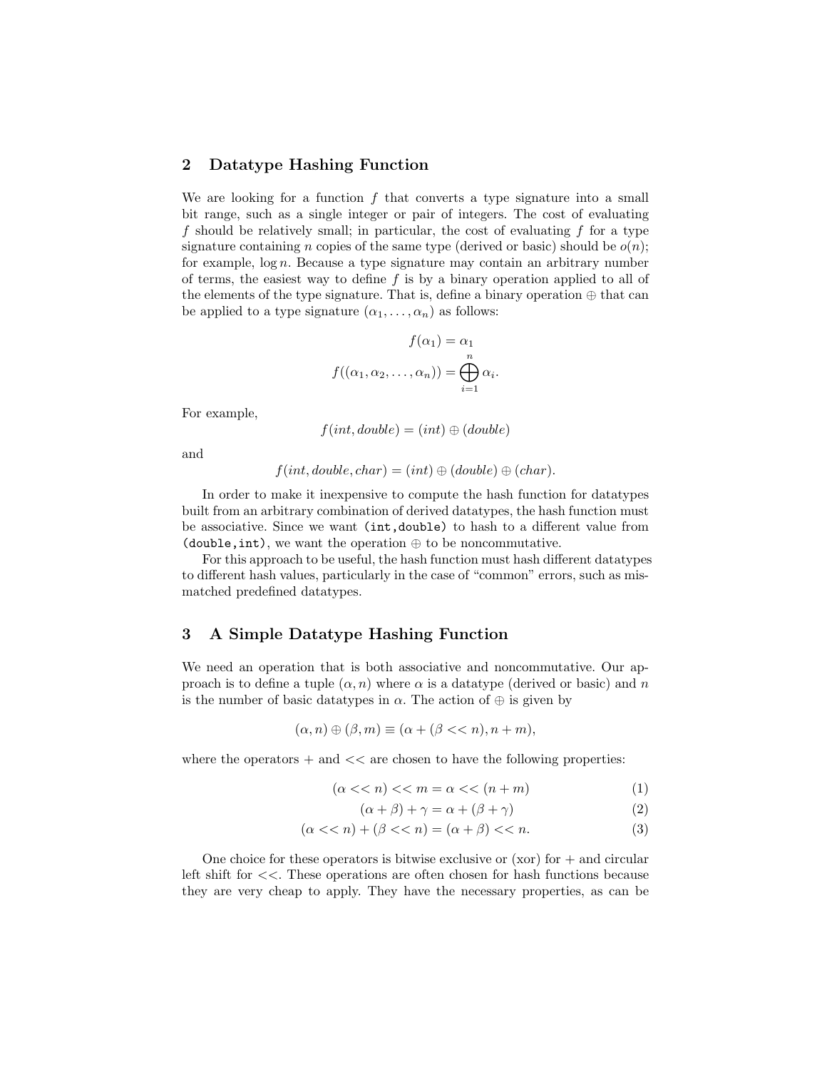## 2 Datatype Hashing Function

We are looking for a function $f$ that converts a type signature into a small bit range, such as a single integer or pair of integers. The cost of evaluating $f$ should be relatively small; in particular, the cost of evaluating $f$ for a type signature containing $n$ copies of the same type (derived or basic) should be $o(n)$; for example, $\log n$. Because a type signature may contain an arbitrary number of terms, the easiest way to define $f$ is by a binary operation applied to all of the elements of the type signature. That is, define a binary operation $\oplus$ that can be applied to a type signature $(\alpha_1, \ldots, \alpha_n)$ as follows:

$$f(\alpha_1) = \alpha_1$$
$$f((\alpha_1, \alpha_2, \ldots, \alpha_n)) = \bigoplus_{i=1}^{n} \alpha_i.$$

For example,

$$f(int, double) = (int) \oplus (double)$$

and

$$f(int, double, char) = (int) \oplus (double) \oplus (char).$$

In order to make it inexpensive to compute the hash function for datatypes built from an arbitrary combination of derived datatypes, the hash function must be associative. Since we want `(int,double)` to hash to a different value from `(double,int)`, we want the operation $\oplus$ to be noncommutative.

For this approach to be useful, the hash function must hash different datatypes to different hash values, particularly in the case of "common" errors, such as mismatched predefined datatypes.

## 3 A Simple Datatype Hashing Function

We need an operation that is both associative and noncommutative. Our approach is to define a tuple $(\alpha, n)$ where $\alpha$ is a datatype (derived or basic) and $n$ is the number of basic datatypes in $\alpha$. The action of $\oplus$ is given by

$$(\alpha, n) \oplus (\beta, m) \equiv (\alpha + (\beta << n), n + m),$$

where the operators $+$ and $<<$ are chosen to have the following properties:

$$(\alpha << n) << m = \alpha << (n + m) \tag{1}$$
$$(\alpha + \beta) + \gamma = \alpha + (\beta + \gamma) \tag{2}$$
$$(\alpha << n) + (\beta << n) = (\alpha + \beta) << n. \tag{3}$$

One choice for these operators is bitwise exclusive or (xor) for $+$ and circular left shift for $<<$. These operations are often chosen for hash functions because they are very cheap to apply. They have the necessary properties, as can be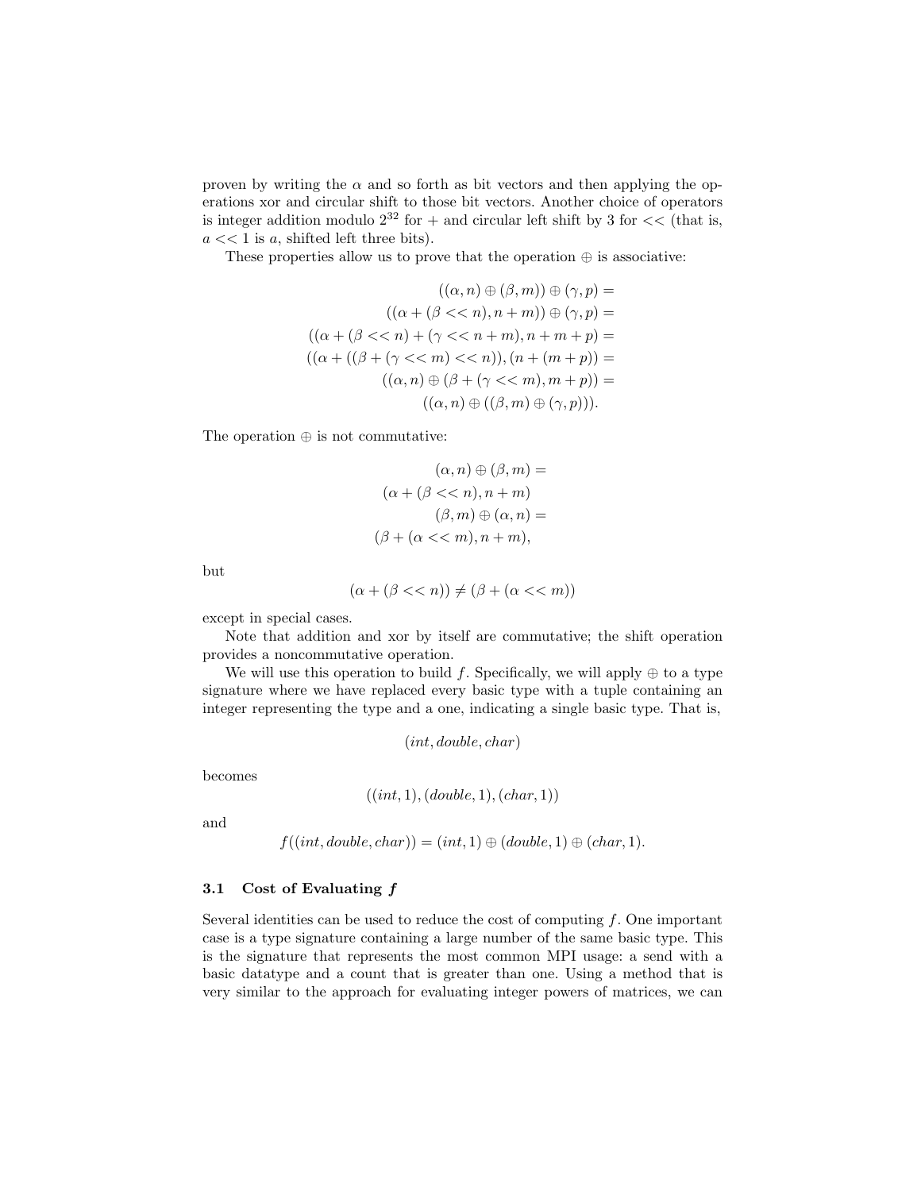proven by writing the $\alpha$ and so forth as bit vectors and then applying the operations xor and circular shift to those bit vectors. Another choice of operators is integer addition modulo $2^{32}$ for $+$ and circular left shift by 3 for $<<$ (that is, $a << 1$ is $a$, shifted left three bits).

These properties allow us to prove that the operation $\oplus$ is associative:

$$
\begin{aligned}
((\alpha, n) \oplus (\beta, m)) \oplus (\gamma, p) &= \\
((\alpha + (\beta << n), n + m)) \oplus (\gamma, p) &= \\
((\alpha + (\beta << n) + (\gamma << n + m), n + m + p) &= \\
((\alpha + ((\beta + (\gamma << m) << n)), (n + (m + p)) &= \\
((\alpha, n) \oplus (\beta + (\gamma << m), m + p)) &= \\
((\alpha, n) \oplus ((\beta, m) \oplus (\gamma, p))).
\end{aligned}
$$

The operation $\oplus$ is not commutative:

$$
\begin{aligned}
(\alpha, n) \oplus (\beta, m) &= \\
(\alpha + (\beta << n), n + m) \\
(\beta, m) \oplus (\alpha, n) &= \\
(\beta + (\alpha << m), n + m),
\end{aligned}
$$

but

$$
(\alpha + (\beta << n)) \neq (\beta + (\alpha << m))
$$

except in special cases.

Note that addition and xor by itself are commutative; the shift operation provides a noncommutative operation.

We will use this operation to build $f$. Specifically, we will apply $\oplus$ to a type signature where we have replaced every basic type with a tuple containing an integer representing the type and a one, indicating a single basic type. That is,

$$
(int, double, char)
$$

becomes

$$
((int, 1), (double, 1), (char, 1))
$$

and

$$
f((int, double, char)) = (int, 1) \oplus (double, 1) \oplus (char, 1).
$$

### 3.1 Cost of Evaluating $f$

Several identities can be used to reduce the cost of computing $f$. One important case is a type signature containing a large number of the same basic type. This is the signature that represents the most common MPI usage: a send with a basic datatype and a count that is greater than one. Using a method that is very similar to the approach for evaluating integer powers of matrices, we can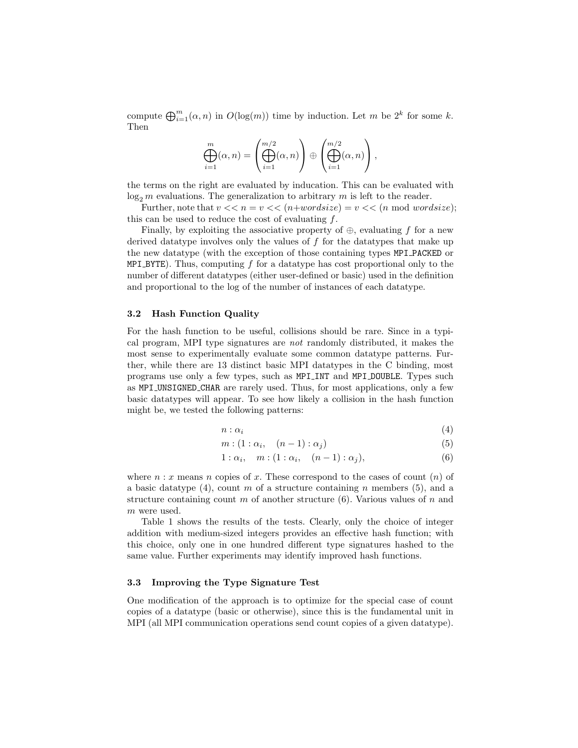compute $\bigoplus_{i=1}^{m}(\alpha, n)$ in $O(\log(m))$ time by induction. Let $m$ be $2^k$ for some $k$. Then

$$\bigoplus_{i=1}^{m}(\alpha, n) = \left(\bigoplus_{i=1}^{m/2}(\alpha, n)\right) \oplus \left(\bigoplus_{i=1}^{m/2}(\alpha, n)\right),$$

the terms on the right are evaluated by inducation. This can be evaluated with $\log_2 m$ evaluations. The generalization to arbitrary $m$ is left to the reader.

Further, note that $v << n = v << (n + \mathit{wordsize}) = v << (n \bmod \mathit{wordsize})$; this can be used to reduce the cost of evaluating $f$.

Finally, by exploiting the associative property of $\oplus$, evaluating $f$ for a new derived datatype involves only the values of $f$ for the datatypes that make up the new datatype (with the exception of those containing types `MPI_PACKED` or `MPI_BYTE`). Thus, computing $f$ for a datatype has cost proportional only to the number of different datatypes (either user-defined or basic) used in the definition and proportional to the log of the number of instances of each datatype.

### 3.2 Hash Function Quality

For the hash function to be useful, collisions should be rare. Since in a typical program, MPI type signatures are *not* randomly distributed, it makes the most sense to experimentally evaluate some common datatype patterns. Further, while there are 13 distinct basic MPI datatypes in the C binding, most programs use only a few types, such as `MPI_INT` and `MPI_DOUBLE`. Types such as `MPI_UNSIGNED_CHAR` are rarely used. Thus, for most applications, only a few basic datatypes will appear. To see how likely a collision in the hash function might be, we tested the following patterns:

$$n : \alpha_i \tag{4}$$

$$m : (1 : \alpha_i, \quad (n-1) : \alpha_j) \tag{5}$$

$$1 : \alpha_i, \quad m : (1 : \alpha_i, \quad (n-1) : \alpha_j), \tag{6}$$

where $n : x$ means $n$ copies of $x$. These correspond to the cases of count ($n$) of a basic datatype (4), count $m$ of a structure containing $n$ members (5), and a structure containing count $m$ of another structure (6). Various values of $n$ and $m$ were used.

Table 1 shows the results of the tests. Clearly, only the choice of integer addition with medium-sized integers provides an effective hash function; with this choice, only one in one hundred different type signatures hashed to the same value. Further experiments may identify improved hash functions.

### 3.3 Improving the Type Signature Test

One modification of the approach is to optimize for the special case of count copies of a datatype (basic or otherwise), since this is the fundamental unit in MPI (all MPI communication operations send count copies of a given datatype).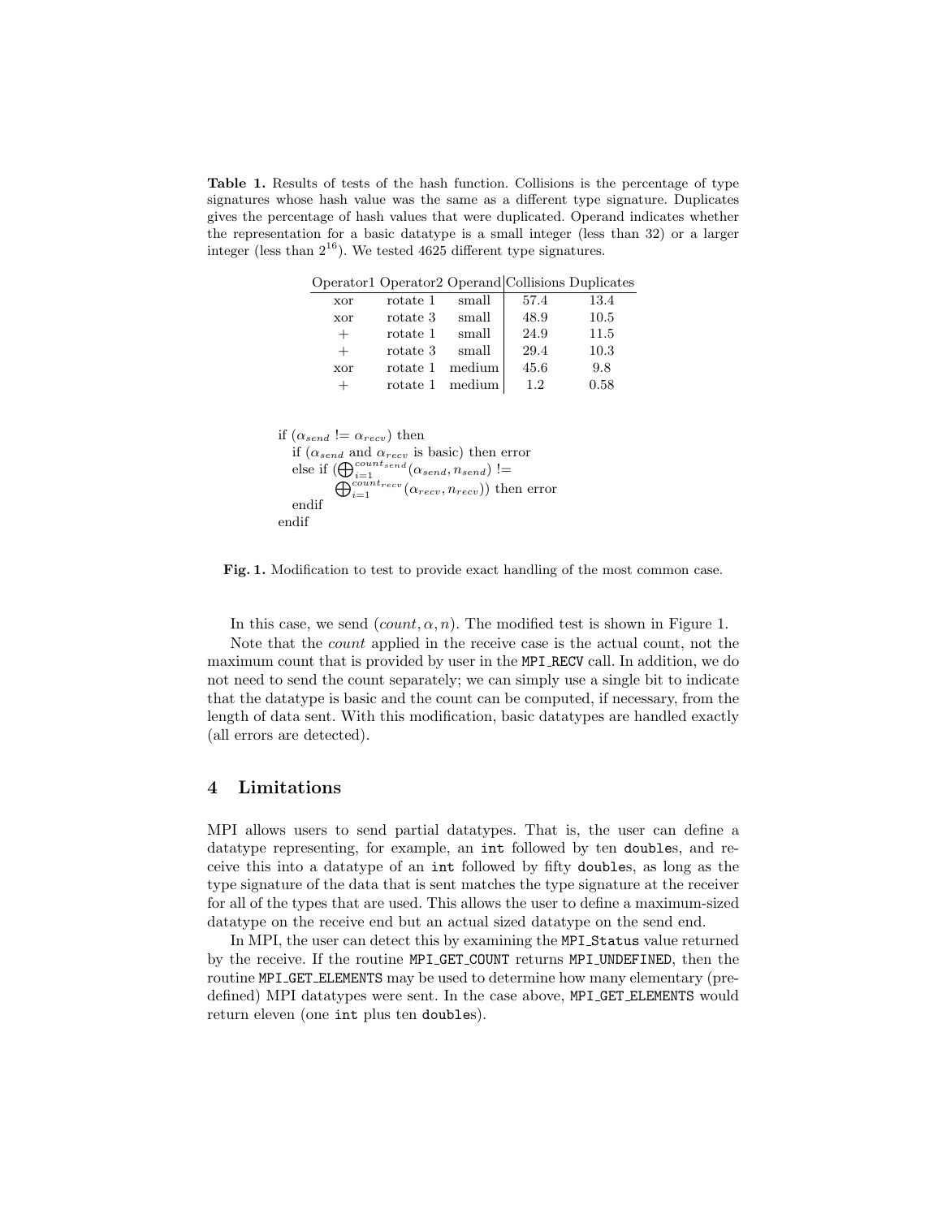**Table 1.** Results of tests of the hash function. Collisions is the percentage of type signatures whose hash value was the same as a different type signature. Duplicates gives the percentage of hash values that were duplicated. Operand indicates whether the representation for a basic datatype is a small integer (less than 32) or a larger integer (less than $2^{16}$). We tested 4625 different type signatures.

| Operator1 | Operator2 | Operand | Collisions | Duplicates |
|---|---|---|---|---|
| xor | rotate 1 | small | 57.4 | 13.4 |
| xor | rotate 3 | small | 48.9 | 10.5 |
| + | rotate 1 | small | 24.9 | 11.5 |
| + | rotate 3 | small | 29.4 | 10.3 |
| xor | rotate 1 | medium | 45.6 | 9.8 |
| + | rotate 1 | medium | 1.2 | 0.58 |

```
if (α_send != α_recv) then
   if (α_send and α_recv is basic) then error
   else if (⊕_{i=1}^{count_send}(α_send, n_send) !=
            ⊕_{i=1}^{count_recv}(α_recv, n_recv)) then error
   endif
endif
```

$$\text{if } (\alpha_{send} \mathrel{!=} \alpha_{recv}) \text{ then}$$
$$\quad \text{if } (\alpha_{send} \text{ and } \alpha_{recv} \text{ is basic}) \text{ then error}$$
$$\quad \text{else if } \left(\bigoplus_{i=1}^{count_{send}}(\alpha_{send}, n_{send}) \mathrel{!=} \bigoplus_{i=1}^{count_{recv}}(\alpha_{recv}, n_{recv})\right) \text{ then error}$$
$$\quad \text{endif}$$
$$\text{endif}$$

**Fig. 1.** Modification to test to provide exact handling of the most common case.

In this case, we send $(count, \alpha, n)$. The modified test is shown in Figure 1.

Note that the *count* applied in the receive case is the actual count, not the maximum count that is provided by user in the `MPI_RECV` call. In addition, we do not need to send the count separately; we can simply use a single bit to indicate that the datatype is basic and the count can be computed, if necessary, from the length of data sent. With this modification, basic datatypes are handled exactly (all errors are detected).

## 4 Limitations

MPI allows users to send partial datatypes. That is, the user can define a datatype representing, for example, an `int` followed by ten `double`s, and receive this into a datatype of an `int` followed by fifty `double`s, as long as the type signature of the data that is sent matches the type signature at the receiver for all of the types that are used. This allows the user to define a maximum-sized datatype on the receive end but an actual sized datatype on the send end.

In MPI, the user can detect this by examining the `MPI_Status` value returned by the receive. If the routine `MPI_GET_COUNT` returns `MPI_UNDEFINED`, then the routine `MPI_GET_ELEMENTS` may be used to determine how many elementary (predefined) MPI datatypes were sent. In the case above, `MPI_GET_ELEMENTS` would return eleven (one `int` plus ten `double`s).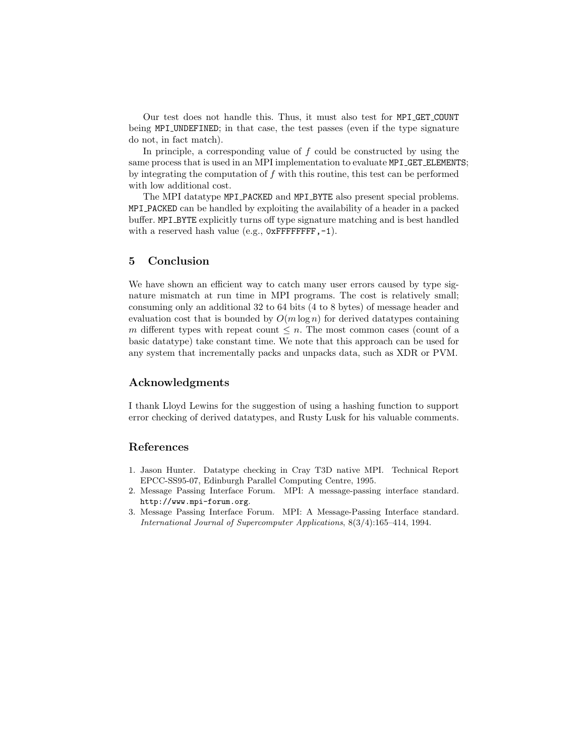Our test does not handle this. Thus, it must also test for `MPI_GET_COUNT` being `MPI_UNDEFINED`; in that case, the test passes (even if the type signature do not, in fact match).

In principle, a corresponding value of $f$ could be constructed by using the same process that is used in an MPI implementation to evaluate `MPI_GET_ELEMENTS`; by integrating the computation of $f$ with this routine, this test can be performed with low additional cost.

The MPI datatype `MPI_PACKED` and `MPI_BYTE` also present special problems. `MPI_PACKED` can be handled by exploiting the availability of a header in a packed buffer. `MPI_BYTE` explicitly turns off type signature matching and is best handled with a reserved hash value (e.g., `0xFFFFFFFF,-1`).

## 5 Conclusion

We have shown an efficient way to catch many user errors caused by type signature mismatch at run time in MPI programs. The cost is relatively small; consuming only an additional 32 to 64 bits (4 to 8 bytes) of message header and evaluation cost that is bounded by $O(m \log n)$ for derived datatypes containing $m$ different types with repeat count $\leq n$. The most common cases (count of a basic datatype) take constant time. We note that this approach can be used for any system that incrementally packs and unpacks data, such as XDR or PVM.

## Acknowledgments

I thank Lloyd Lewins for the suggestion of using a hashing function to support error checking of derived datatypes, and Rusty Lusk for his valuable comments.

## References

1. Jason Hunter. Datatype checking in Cray T3D native MPI. Technical Report EPCC-SS95-07, Edinburgh Parallel Computing Centre, 1995.
2. Message Passing Interface Forum. MPI: A message-passing interface standard. `http://www.mpi-forum.org`.
3. Message Passing Interface Forum. MPI: A Message-Passing Interface standard. *International Journal of Supercomputer Applications*, 8(3/4):165–414, 1994.